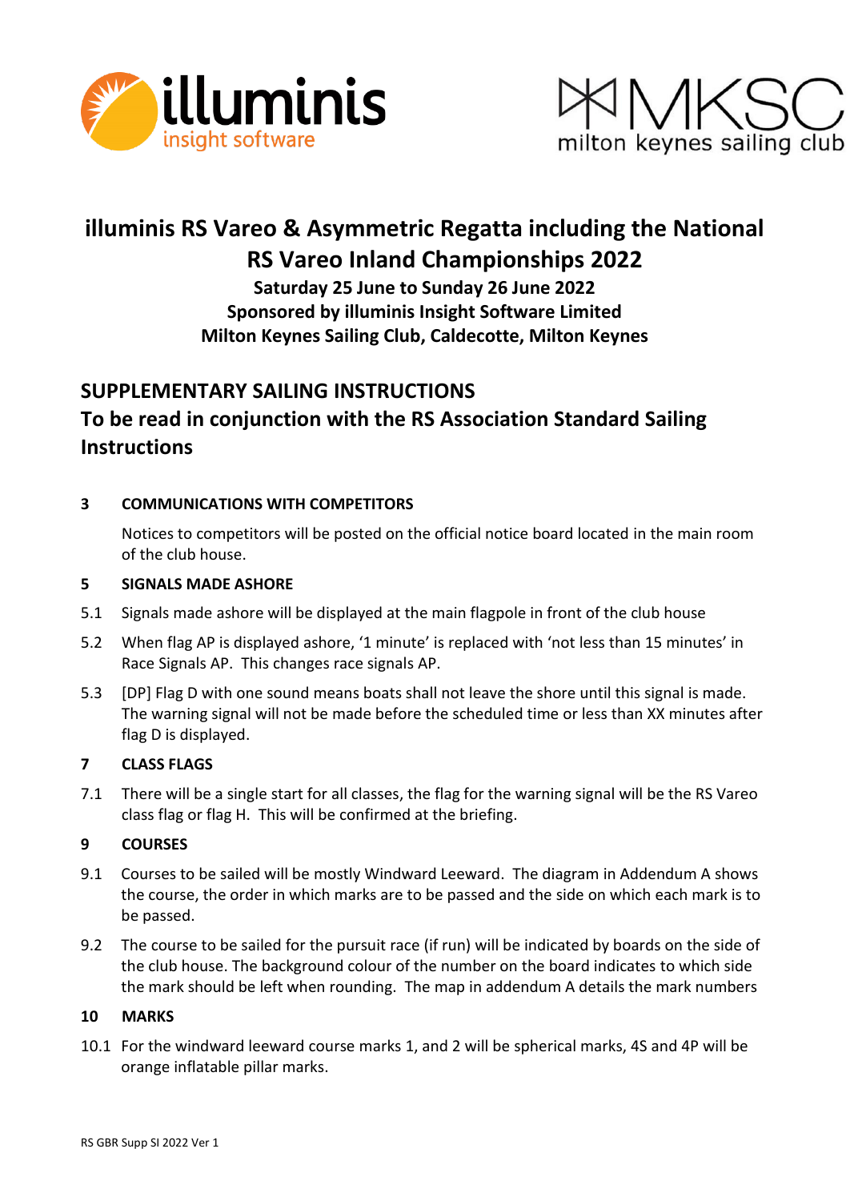# illuminis RS Vareo & Asymmetric Regatta including the National RS Vareo Inland Championships 2022

**Saturday 25 June to Sunday 26 June 2022**
**Sponsored by illuminis Insight Software Limited**
**Milton Keynes Sailing Club, Caldecotte, Milton Keynes**

## SUPPLEMENTARY SAILING INSTRUCTIONS
## To be read in conjunction with the RS Association Standard Sailing Instructions

### 3 COMMUNICATIONS WITH COMPETITORS

Notices to competitors will be posted on the official notice board located in the main room of the club house.

### 5 SIGNALS MADE ASHORE

5.1 Signals made ashore will be displayed at the main flagpole in front of the club house

5.2 When flag AP is displayed ashore, '1 minute' is replaced with 'not less than 15 minutes' in Race Signals AP. This changes race signals AP.

5.3 [DP] Flag D with one sound means boats shall not leave the shore until this signal is made. The warning signal will not be made before the scheduled time or less than XX minutes after flag D is displayed.

### 7 CLASS FLAGS

7.1 There will be a single start for all classes, the flag for the warning signal will be the RS Vareo class flag or flag H. This will be confirmed at the briefing.

### 9 COURSES

9.1 Courses to be sailed will be mostly Windward Leeward. The diagram in Addendum A shows the course, the order in which marks are to be passed and the side on which each mark is to be passed.

9.2 The course to be sailed for the pursuit race (if run) will be indicated by boards on the side of the club house. The background colour of the number on the board indicates to which side the mark should be left when rounding. The map in addendum A details the mark numbers

### 10 MARKS

10.1 For the windward leeward course marks 1, and 2 will be spherical marks, 4S and 4P will be orange inflatable pillar marks.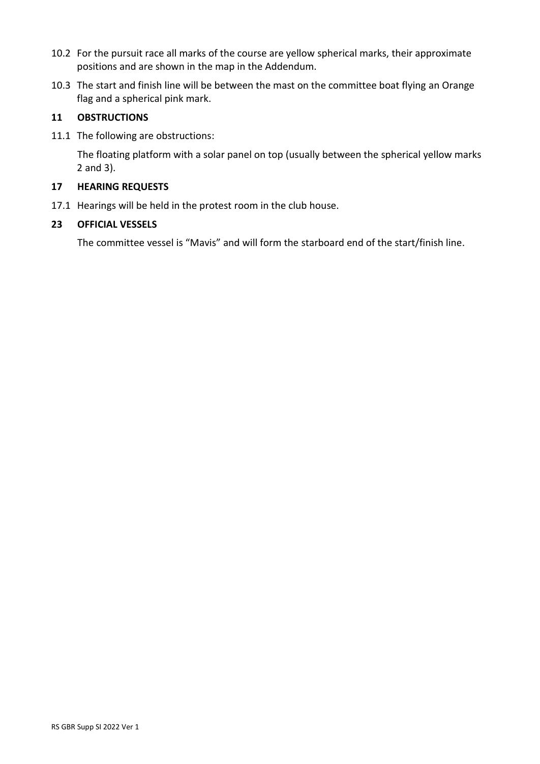10.2 For the pursuit race all marks of the course are yellow spherical marks, their approximate positions and are shown in the map in the Addendum.

10.3 The start and finish line will be between the mast on the committee boat flying an Orange flag and a spherical pink mark.

## 11 OBSTRUCTIONS

11.1 The following are obstructions:

The floating platform with a solar panel on top (usually between the spherical yellow marks 2 and 3).

## 17 HEARING REQUESTS

17.1 Hearings will be held in the protest room in the club house.

## 23 OFFICIAL VESSELS

The committee vessel is “Mavis” and will form the starboard end of the start/finish line.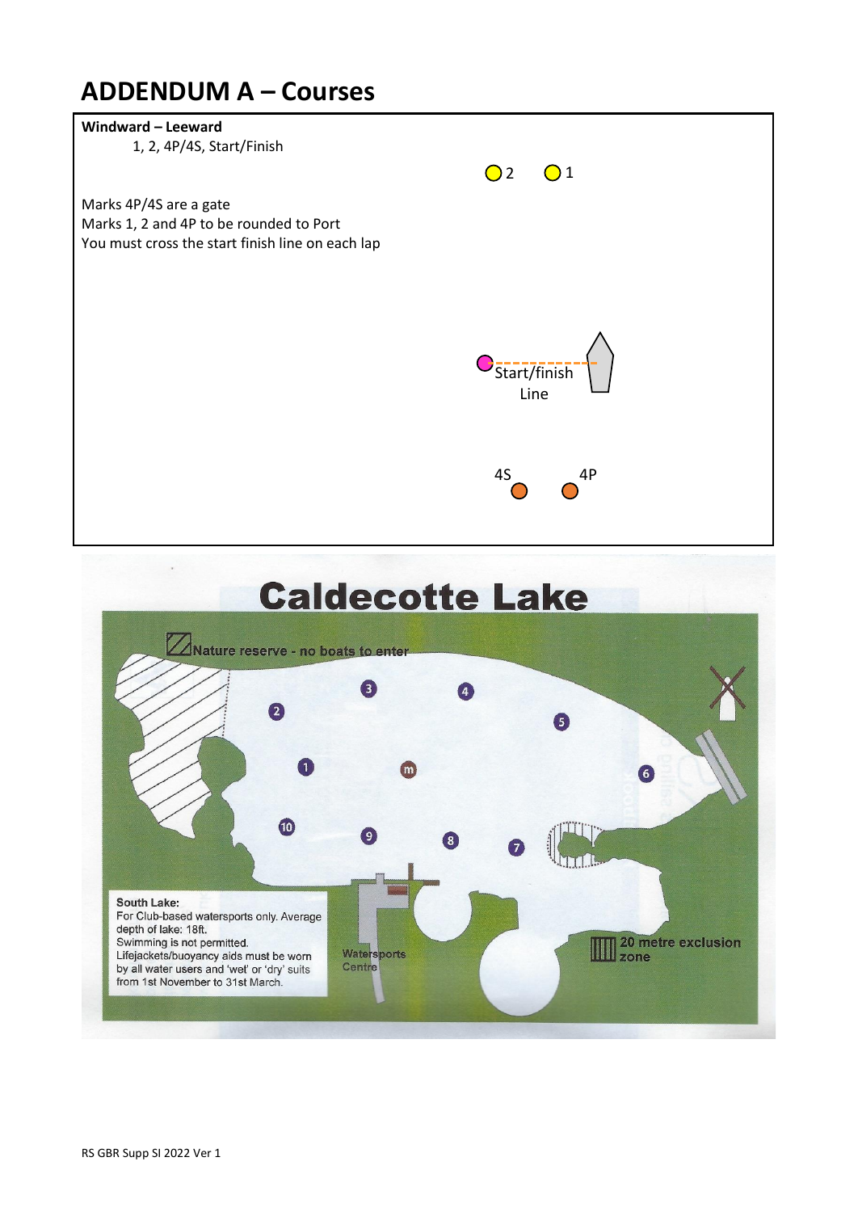# ADDENDUM A – Courses

**Windward – Leeward**

1, 2, 4P/4S, Start/Finish

Marks 4P/4S are a gate
Marks 1, 2 and 4P to be rounded to Port
You must cross the start finish line on each lap

2
1
Start/finish
Line
4S
4P

Caldecotte Lake

Nature reserve - no boats to enter

South Lake:
For Club-based watersports only. Average depth of lake: 18ft.
Swimming is not permitted.
Lifejackets/buoyancy aids must be worn by all water users and 'wet' or 'dry' suits from 1st November to 31st March.

Watersports Centre

20 metre exclusion zone